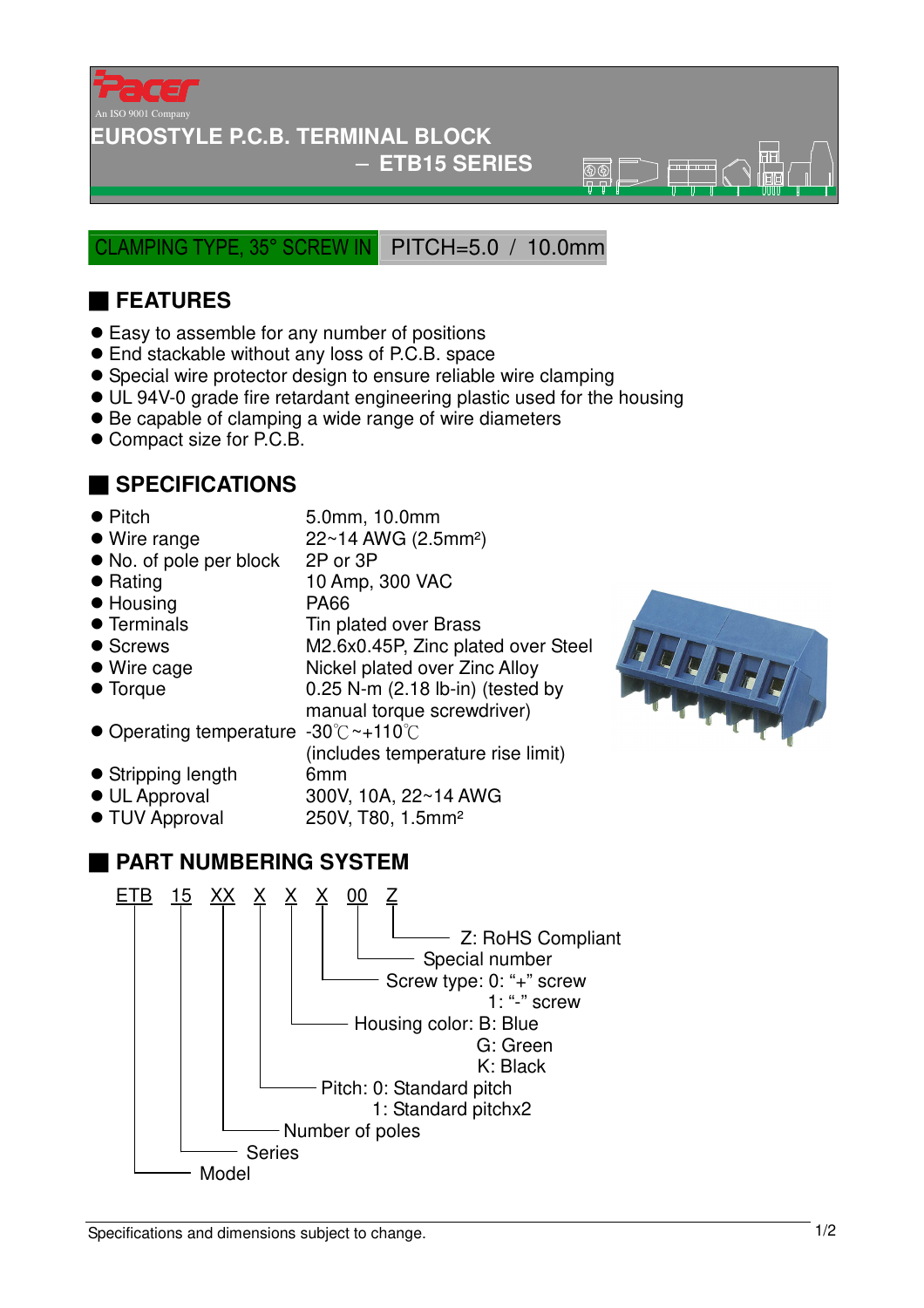Pacer

An ISO 9001 Company

# EUROSTYLE P.C.B. TERMINAL BLOCK

## – ETB15 SERIES

CLAMPING TYPE, 35° SCREW IN | PITCH=5.0 / 10.0mm

## FEATURES

- Easy to assemble for any number of positions
- End stackable without any loss of P.C.B. space
- Special wire protector design to ensure reliable wire clamping
- UL 94V-0 grade fire retardant engineering plastic used for the housing
- Be capable of clamping a wide range of wire diameters
- Compact size for P.C.B.

## SPECIFICATIONS

| | |
|---|---|
| Pitch | 5.0mm, 10.0mm |
| Wire range | 22~14 AWG (2.5mm²) |
| No. of pole per block | 2P or 3P |
| Rating | 10 Amp, 300 VAC |
| Housing | PA66 |
| Terminals | Tin plated over Brass |
| Screws | M2.6x0.45P, Zinc plated over Steel |
| Wire cage | Nickel plated over Zinc Alloy |
| Torque | 0.25 N-m (2.18 lb-in) (tested by manual torque screwdriver) |
| Operating temperature | -30℃~+110℃ (includes temperature rise limit) |
| Stripping length | 6mm |
| UL Approval | 300V, 10A, 22~14 AWG |
| TUV Approval | 250V, T80, 1.5mm² |

## PART NUMBERING SYSTEM

ETB 15 XX X X X 00 Z

- ETB: Model
- 15: Series
- XX: Number of poles
- X: Pitch: 0: Standard pitch
  1: Standard pitchx2
- X: Housing color: B: Blue
  G: Green
  K: Black
- X: Screw type: 0: "+" screw
  1: "-" screw
- 00: Special number
- Z: RoHS Compliant

Specifications and dimensions subject to change.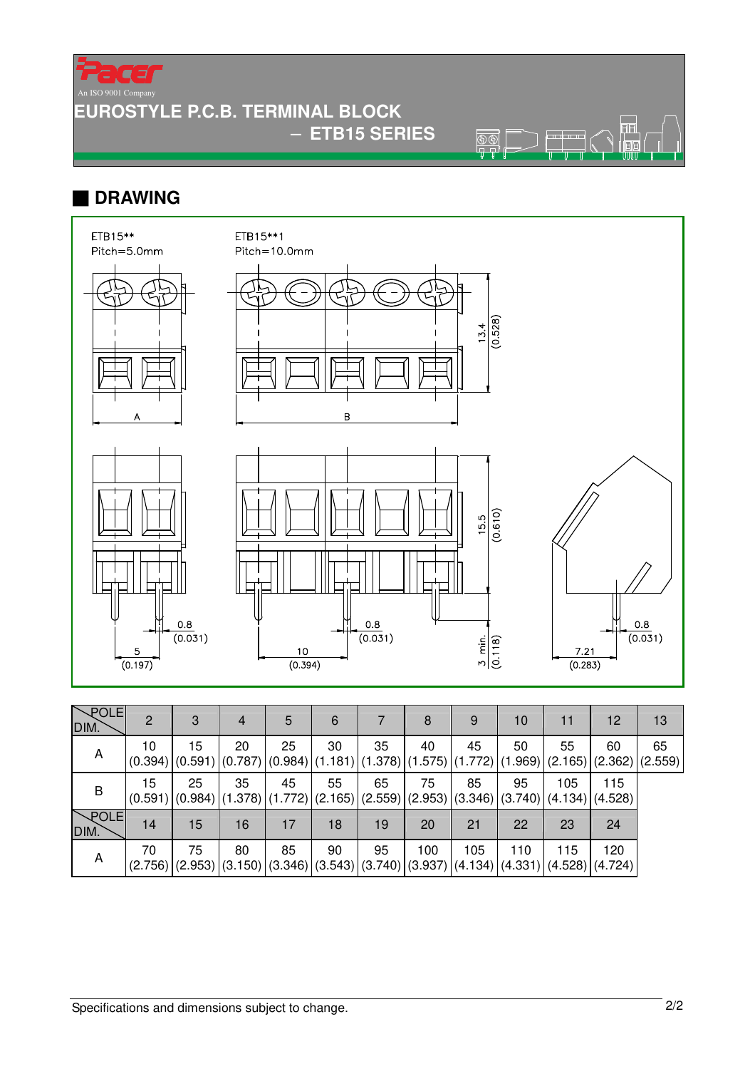# EUROSTYLE P.C.B. TERMINAL BLOCK

## – ETB15 SERIES

## DRAWING

ETB15**
Pitch=5.0mm

ETB15**1
Pitch=10.0mm

A

B

13.4
(0.528)

15.5
(0.610)

0.8
(0.031)

5
(0.197)

0.8
(0.031)

10
(0.394)

3 min.
(0.118)

0.8
(0.031)

7.21
(0.283)

| POLE / DIM. | 2 | 3 | 4 | 5 | 6 | 7 | 8 | 9 | 10 | 11 | 12 | 13 |
|---|---|---|---|---|---|---|---|---|---|---|---|---|
| A | 10 (0.394) | 15 (0.591) | 20 (0.787) | 25 (0.984) | 30 (1.181) | 35 (1.378) | 40 (1.575) | 45 (1.772) | 50 (1.969) | 55 (2.165) | 60 (2.362) | 65 (2.559) |
| B | 15 (0.591) | 25 (0.984) | 35 (1.378) | 45 (1.772) | 55 (2.165) | 65 (2.559) | 75 (2.953) | 85 (3.346) | 95 (3.740) | 105 (4.134) | 115 (4.528) | |
| **POLE / DIM.** | **14** | **15** | **16** | **17** | **18** | **19** | **20** | **21** | **22** | **23** | **24** | |
| A | 70 (2.756) | 75 (2.953) | 80 (3.150) | 85 (3.346) | 90 (3.543) | 95 (3.740) | 100 (3.937) | 105 (4.134) | 110 (4.331) | 115 (4.528) | 120 (4.724) | |

Specifications and dimensions subject to change.